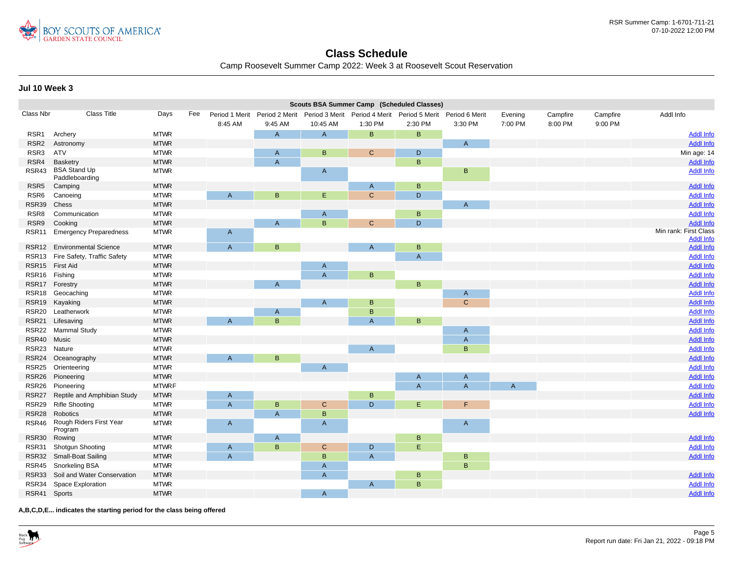# Class Schedule

Camp Roosevelt Summer Camp 2022: Week 3 at Roosevelt Scout Reservation

RSR Summer Camp: 1-6701-711-21
07-10-2022 12:00 PM

## Jul 10 Week 3

**Scouts BSA Summer Camp (Scheduled Classes)**

| Class Nbr | Class Title | Days | Fee | Period 1 Merit 8:45 AM | Period 2 Merit 9:45 AM | Period 3 Merit 10:45 AM | Period 4 Merit 1:30 PM | Period 5 Merit 2:30 PM | Period 6 Merit 3:30 PM | Evening 7:00 PM | Campfire 8:00 PM | Campfire 9:00 PM | Addl Info |
|---|---|---|---|---|---|---|---|---|---|---|---|---|---|
| RSR1 | Archery | MTWR | | | A | A | B | B | | | | | Addl Info |
| RSR2 | Astronomy | MTWR | | | | | | | A | | | | Addl Info |
| RSR3 | ATV | MTWR | | | A | B | C | D | | | | | Min age: 14 |
| RSR4 | Basketry | MTWR | | | A | | | B | | | | | Addl Info |
| RSR43 | BSA Stand Up Paddleboarding | MTWR | | | | A | | | B | | | | Addl Info |
| RSR5 | Camping | MTWR | | | | | A | B | | | | | Addl Info |
| RSR6 | Canoeing | MTWR | | A | B | E | C | D | | | | | Addl Info |
| RSR39 | Chess | MTWR | | | | | | | A | | | | Addl Info |
| RSR8 | Communication | MTWR | | | | A | | B | | | | | Addl Info |
| RSR9 | Cooking | MTWR | | | A | B | C | D | | | | | Addl Info |
| RSR11 | Emergency Preparedness | MTWR | | A | | | | | | | | | Min rank: First Class Addl Info |
| RSR12 | Environmental Science | MTWR | | A | B | | A | B | | | | | Addl Info |
| RSR13 | Fire Safety, Traffic Safety | MTWR | | | | | | A | | | | | Addl Info |
| RSR15 | First Aid | MTWR | | | | A | | | | | | | Addl Info |
| RSR16 | Fishing | MTWR | | | | A | B | | | | | | Addl Info |
| RSR17 | Forestry | MTWR | | | A | | | B | | | | | Addl Info |
| RSR18 | Geocaching | MTWR | | | | | | | A | | | | Addl Info |
| RSR19 | Kayaking | MTWR | | | | A | B | | C | | | | Addl Info |
| RSR20 | Leatherwork | MTWR | | | A | | B | | | | | | Addl Info |
| RSR21 | Lifesaving | MTWR | | A | B | | A | B | | | | | Addl Info |
| RSR22 | Mammal Study | MTWR | | | | | | | A | | | | Addl Info |
| RSR40 | Music | MTWR | | | | | | | A | | | | Addl Info |
| RSR23 | Nature | MTWR | | | | | A | | B | | | | Addl Info |
| RSR24 | Oceanography | MTWR | | A | B | | | | | | | | Addl Info |
| RSR25 | Orienteering | MTWR | | | | A | | | | | | | Addl Info |
| RSR26 | Pioneering | MTWR | | | | | | A | A | | | | Addl Info |
| RSR26 | Pioneering | MTWRF | | | | | | A | A | A | | | Addl Info |
| RSR27 | Reptile and Amphibian Study | MTWR | | A | | | B | | | | | | Addl Info |
| RSR29 | Rifle Shooting | MTWR | | A | B | C | D | E | F | | | | Addl Info |
| RSR28 | Robotics | MTWR | | | A | B | | | | | | | Addl Info |
| RSR46 | Rough Riders First Year Program | MTWR | | A | | A | | | A | | | | |
| RSR30 | Rowing | MTWR | | | A | | | B | | | | | Addl Info |
| RSR31 | Shotgun Shooting | MTWR | | A | B | C | D | E | | | | | Addl Info |
| RSR32 | Small-Boat Sailing | MTWR | | A | | B | A | | B | | | | Addl Info |
| RSR45 | Snorkeling BSA | MTWR | | | | A | | | B | | | | |
| RSR33 | Soil and Water Conservation | MTWR | | | | A | | B | | | | | Addl Info |
| RSR34 | Space Exploration | MTWR | | | | | A | B | | | | | Addl Info |
| RSR41 | Sports | MTWR | | | | A | | | | | | | Addl Info |

**A,B,C,D,E... indicates the starting period for the class being offered**

Report run date: Fri Jan 21, 2022 - 09:18 PM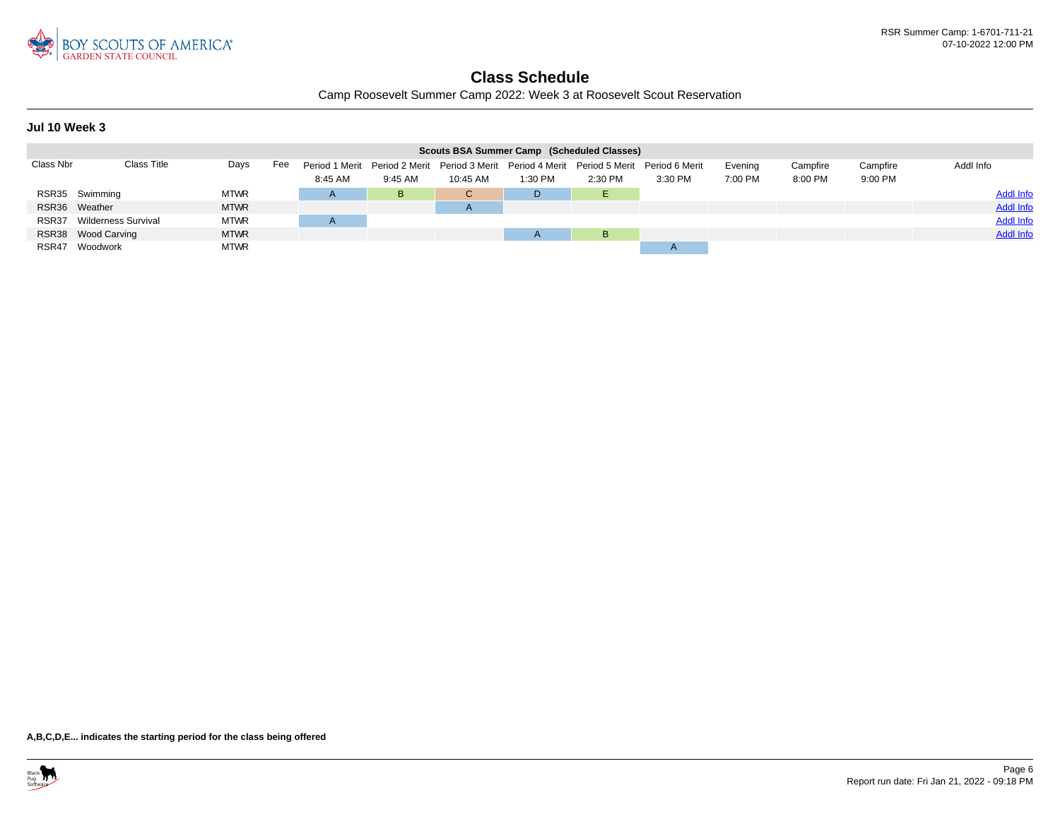# Class Schedule

Camp Roosevelt Summer Camp 2022: Week 3 at Roosevelt Scout Reservation

### Jul 10 Week 3

| Scouts BSA Summer Camp (Scheduled Classes) | | | | | | | | | | | | | |
|---|---|---|---|---|---|---|---|---|---|---|---|---|---|
| Class Nbr | Class Title | Days | Fee | Period 1 Merit 8:45 AM | Period 2 Merit 9:45 AM | Period 3 Merit 10:45 AM | Period 4 Merit 1:30 PM | Period 5 Merit 2:30 PM | Period 6 Merit 3:30 PM | Evening 7:00 PM | Campfire 8:00 PM | Campfire 9:00 PM | Addl Info |
| RSR35 | Swimming | MTWR | | A | B | C | D | E | | | | | Addl Info |
| RSR36 | Weather | MTWR | | | | A | | | | | | | Addl Info |
| RSR37 | Wilderness Survival | MTWR | | A | | | | | | | | | Addl Info |
| RSR38 | Wood Carving | MTWR | | | | | A | B | | | | | Addl Info |
| RSR47 | Woodwork | MTWR | | | | | | | A | | | | |

**A,B,C,D,E... indicates the starting period for the class being offered**